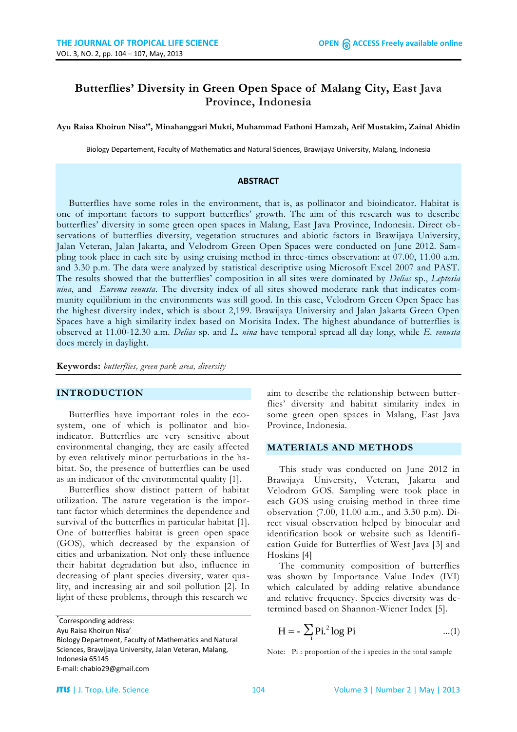# Butterflies' Diversity in Green Open Space of Malang City, East Java Province, Indonesia

**Ayu Raisa Khoirun Nisa'[*], Minahanggari Mukti, Muhammad Fathoni Hamzah, Arif Mustakim, Zainal Abidin**

Biology Departement, Faculty of Mathematics and Natural Sciences, Brawijaya University, Malang, Indonesia

## ABSTRACT

Butterflies have some roles in the environment, that is, as pollinator and bioindicator. Habitat is one of important factors to support butterflies' growth. The aim of this research was to describe butterflies' diversity in some green open spaces in Malang, East Java Province, Indonesia. Direct observations of butterflies diversity, vegetation structures and abiotic factors in Brawijaya University, Jalan Veteran, Jalan Jakarta, and Velodrom Green Open Spaces were conducted on June 2012. Sampling took place in each site by using cruising method in three-times observation: at 07.00, 11.00 a.m. and 3.30 p.m. The data were analyzed by statistical descriptive using Microsoft Excel 2007 and PAST. The results showed that the butterflies' composition in all sites were dominated by *Delias* sp., *Leptosia nina*, and *Eurema venusta*. The diversity index of all sites showed moderate rank that indicates community equilibrium in the environments was still good. In this case, Velodrom Green Open Space has the highest diversity index, which is about 2,199. Brawijaya University and Jalan Jakarta Green Open Spaces have a high similarity index based on Morisita Index. The highest abundance of butterflies is observed at 11.00-12.30 a.m. *Delias* sp. and *L. nina* have temporal spread all day long, while *E. venusta* does merely in daylight.

**Keywords:** *butterflies, green park area, diversity*

## INTRODUCTION

Butterflies have important roles in the ecosystem, one of which is pollinator and bioindicator. Butterflies are very sensitive about environmental changing, they are easily affected by even relatively minor perturbations in the habitat. So, the presence of butterflies can be used as an indicator of the environmental quality [1].

Butterflies show distinct pattern of habitat utilization. The nature vegetation is the important factor which determines the dependence and survival of the butterflies in particular habitat [1]. One of butterflies habitat is green open space (GOS), which decreased by the expansion of cities and urbanization. Not only these influence their habitat degradation but also, influence in decreasing of plant species diversity, water quality, and increasing air and soil pollution [2]. In light of these problems, through this research we aim to describe the relationship between butterflies' diversity and habitat similarity index in some green open spaces in Malang, East Java Province, Indonesia.

## MATERIALS AND METHODS

This study was conducted on June 2012 in Brawijaya University, Veteran, Jakarta and Velodrom GOS. Sampling were took place in each GOS using cruising method in three time observation (7.00, 11.00 a.m., and 3.30 p.m). Direct visual observation helped by binocular and identification book or website such as Identification Guide for Butterflies of West Java [3] and Hoskins [4]

The community composition of butterflies was shown by Importance Value Index (IVI) which calculated by adding relative abundance and relative frequency. Species diversity was determined based on Shannon-Wiener Index [5].

$$H = -\sum_{i} Pi.^2 \log Pi \qquad \text{...(1)}$$

Note: Pi : proportion of the i species in the total sample

---

[*]Corresponding address:
Ayu Raisa Khoirun Nisa'
Biology Department, Faculty of Mathematics and Natural Sciences, Brawijaya University, Jalan Veteran, Malang, Indonesia 65145
E-mail: chabio29@gmail.com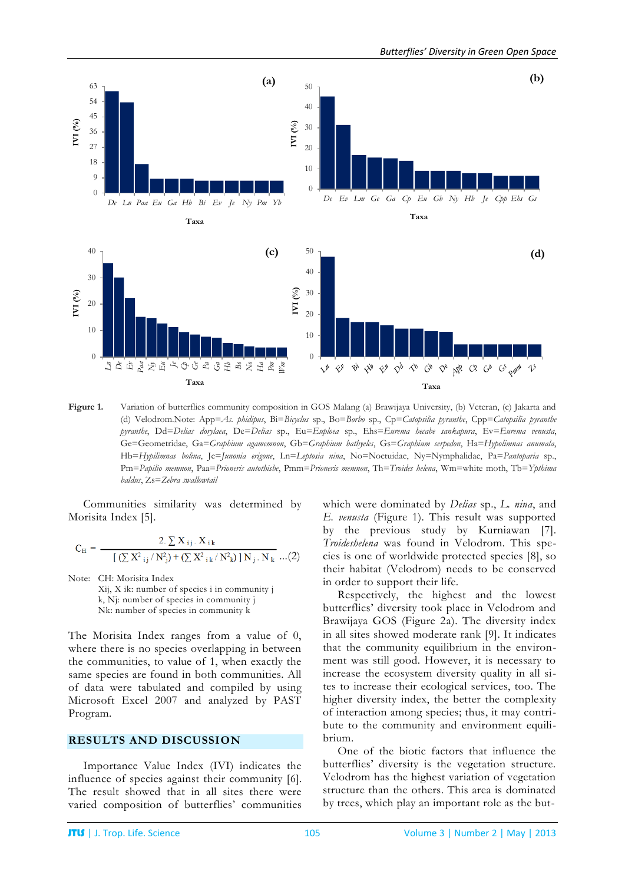Figure 1. Variation of butterflies community composition in GOS Malang (a) Brawijaya University, (b) Veteran, (c) Jakarta and (d) Velodrom.Note: App=*As. phidipus*, Bi=*Bicyclus* sp., Bo=*Borbo* sp., Cp=*Catopsilia pyranthe*, Cpp=*Catopsilia pyranthe pyranthe*, Dd=*Delias dorylaea*, De=*Delias* sp., Eu=*Euploea* sp., Ehs=*Eurema hecabe sankapura*, Ev=*Eurema venusta*, Ge=Geometridae, Ga=*Graphium agamemnon*, Gb=*Graphium bathyeles*, Gs=*Graphium serpedon*, Ha=*Hypolimnas anumala*, Hb=*Hypilimnas bolina*, Je=*Junonia erigone*, Ln=*Leptosia nina*, No=Noctuidae, Ny=Nymphalidae, Pa=*Pantoparia* sp., Pm=*Papilio memnon*, Paa=*Prioneris autothisbe*, Pmm=*Prioneris memnon*, Th=*Troides helena*, Wm=white moth, Tb=*Ypthima baldus*, Zs=*Zebra swallowtail*

Communities similarity was determined by Morisita Index [5].

$$C_H = \frac{2 \cdot \sum X_{ij} \cdot X_{ik}}{[(\sum X^2_{ij} / N^2_j) + (\sum X^2_{ik} / N^2_k)]\, N_j \cdot N_k} \quad ...(2)$$

Note: CH: Morisita Index
Xij, X ik: number of species i in community j
k, Nj: number of species in community j
Nk: number of species in community k

The Morisita Index ranges from a value of 0, where there is no species overlapping in between the communities, to value of 1, when exactly the same species are found in both communities. All of data were tabulated and compiled by using Microsoft Excel 2007 and analyzed by PAST Program.

## RESULTS AND DISCUSSION

Importance Value Index (IVI) indicates the influence of species against their community [6]. The result showed that in all sites there were varied composition of butterflies' communities which were dominated by *Delias* sp., *L. nina*, and *E. venusta* (Figure 1). This result was supported by the previous study by Kurniawan [7]. *Troideshelena* was found in Velodrom. This species is one of worldwide protected species [8], so their habitat (Velodrom) needs to be conserved in order to support their life.

Respectively, the highest and the lowest butterflies' diversity took place in Velodrom and Brawijaya GOS (Figure 2a). The diversity index in all sites showed moderate rank [9]. It indicates that the community equilibrium in the environment was still good. However, it is necessary to increase the ecosystem diversity quality in all sites to increase their ecological services, too. The higher diversity index, the better the complexity of interaction among species; thus, it may contribute to the community and environment equilibrium.

One of the biotic factors that influence the butterflies' diversity is the vegetation structure. Velodrom has the highest variation of vegetation structure than the others. This area is dominated by trees, which play an important role as the but-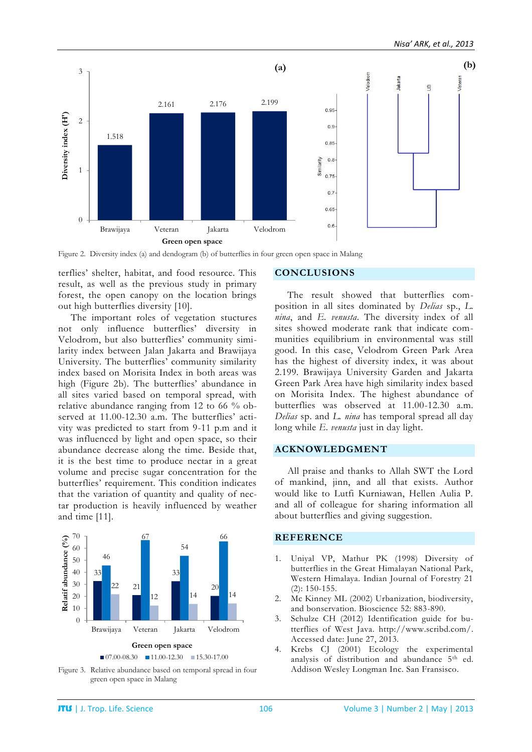Figure 2. Diversity index (a) and dendogram (b) of butterflies in four green open space in Malang

terflies' shelter, habitat, and food resource. This result, as well as the previous study in primary forest, the open canopy on the location brings out high butterflies diversity [10].

The important roles of vegetation stuctures not only influence butterflies' diversity in Velodrom, but also butterflies' community similarity index between Jalan Jakarta and Brawijaya University. The butterflies' community similarity index based on Morisita Index in both areas was high (Figure 2b). The butterflies' abundance in all sites varied based on temporal spread, with relative abundance ranging from 12 to 66 % observed at 11.00-12.30 a.m. The butterflies' activity was predicted to start from 9-11 p.m and it was influenced by light and open space, so their abundance decrease along the time. Beside that, it is the best time to produce nectar in a great volume and precise sugar concentration for the butterflies' requirement. This condition indicates that the variation of quantity and quality of nectar production is heavily influenced by weather and time [11].

Figure 3. Relative abundance based on temporal spread in four green open space in Malang

## CONCLUSIONS

The result showed that butterflies composition in all sites dominated by *Delias* sp., *L. nina*, and *E. venusta*. The diversity index of all sites showed moderate rank that indicate communities equilibrium in environmental was still good. In this case, Velodrom Green Park Area has the highest of diversity index, it was about 2.199. Brawijaya University Garden and Jakarta Green Park Area have high similarity index based on Morisita Index. The highest abundance of butterflies was observed at 11.00-12.30 a.m. *Delias* sp. and *L. nina* has temporal spread all day long while *E. venusta* just in day light.

## ACKNOWLEDGMENT

All praise and thanks to Allah SWT the Lord of mankind, jinn, and all that exists. Author would like to Lutfi Kurniawan, Hellen Aulia P. and all of colleague for sharing information all about butterflies and giving suggestion.

## REFERENCE

1. Uniyal VP, Mathur PK (1998) Diversity of butterflies in the Great Himalayan National Park, Western Himalaya. Indian Journal of Forestry 21 (2): 150-155.
2. Mc Kinney ML (2002) Urbanization, biodiversity, and bonservation. Bioscience 52: 883-890.
3. Schulze CH (2012) Identification guide for butterflies of West Java. http://www.scribd.com/. Accessed date: June 27, 2013.
4. Krebs CJ (2001) Ecology the experimental analysis of distribution and abundance 5th ed. Addison Wesley Longman Inc. San Fransisco.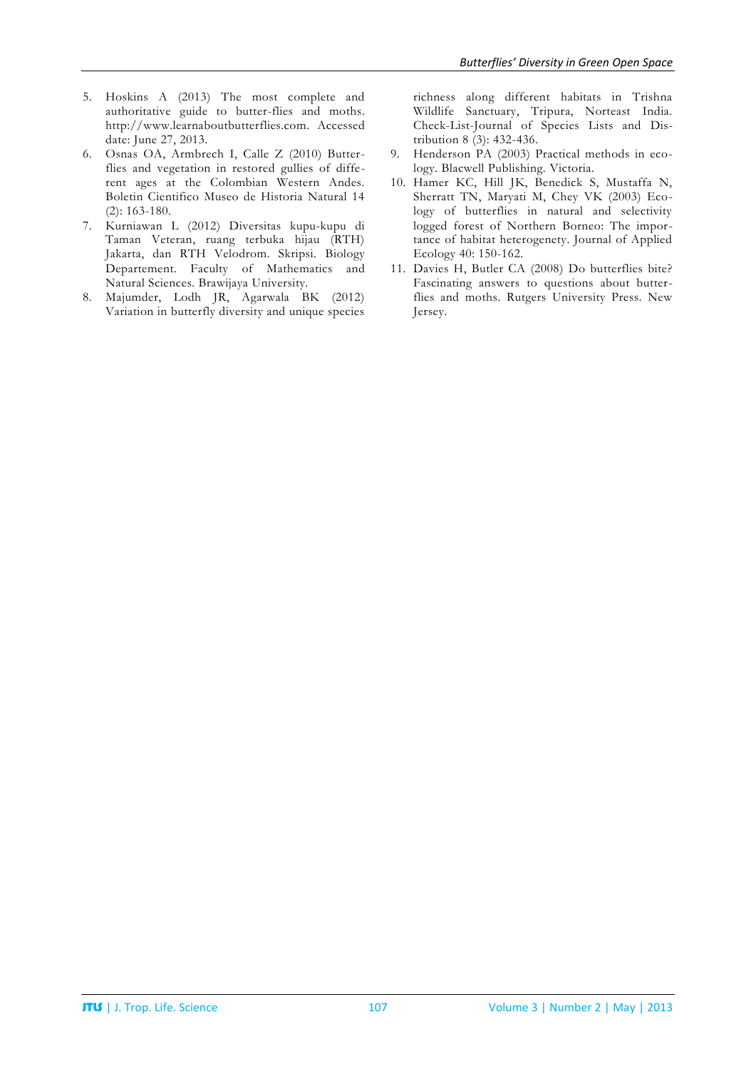5. Hoskins A (2013) The most complete and authoritative guide to butter-flies and moths. http://www.learnaboutbutterflies.com. Accessed date: June 27, 2013.
6. Osnas OA, Armbrech I, Calle Z (2010) Butterflies and vegetation in restored gullies of different ages at the Colombian Western Andes. Boletin Cientifico Museo de Historia Natural 14 (2): 163-180.
7. Kurniawan L (2012) Diversitas kupu-kupu di Taman Veteran, ruang terbuka hijau (RTH) Jakarta, dan RTH Velodrom. Skripsi. Biology Departement. Faculty of Mathematics and Natural Sciences. Brawijaya University.
8. Majumder, Lodh JR, Agarwala BK (2012) Variation in butterfly diversity and unique species richness along different habitats in Trishna Wildlife Sanctuary, Tripura, Norteast India. Check-List-Journal of Species Lists and Distribution 8 (3): 432-436.
9. Henderson PA (2003) Practical methods in ecology. Blacwell Publishing. Victoria.
10. Hamer KC, Hill JK, Benedick S, Mustaffa N, Sherratt TN, Maryati M, Chey VK (2003) Ecology of butterflies in natural and selectivity logged forest of Northern Borneo: The importance of habitat heterogenety. Journal of Applied Ecology 40: 150-162.
11. Davies H, Butler CA (2008) Do butterflies bite? Fascinating answers to questions about butterflies and moths. Rutgers University Press. New Jersey.